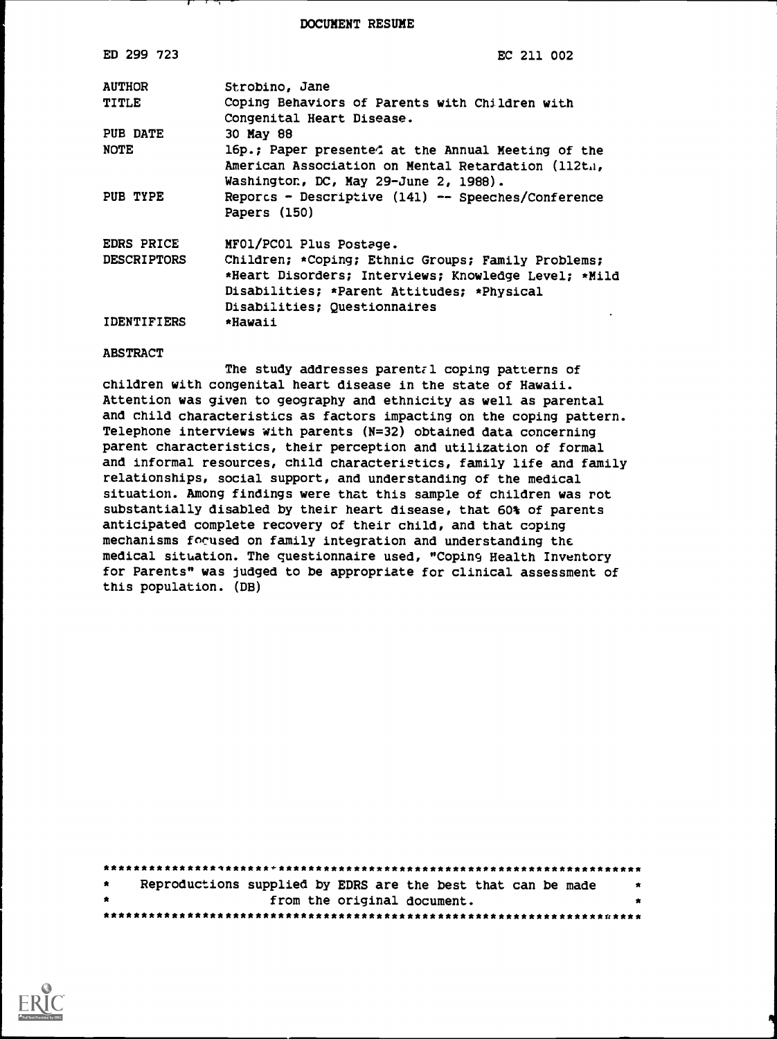DOCUMENT RESUME

| | |
|---|---|
| ED 299 723 | EC 211 002 |
| AUTHOR | Strobino, Jane |
| TITLE | Coping Behaviors of Parents with Children with Congenital Heart Disease. |
| PUB DATE | 30 May 88 |
| NOTE | 16p.; Paper presented at the Annual Meeting of the American Association on Mental Retardation (112th, Washington, DC, May 29-June 2, 1988). |
| PUB TYPE | Reports - Descriptive (141) -- Speeches/Conference Papers (150) |
| EDRS PRICE | MF01/PC01 Plus Postage. |
| DESCRIPTORS | Children; *Coping; Ethnic Groups; Family Problems; *Heart Disorders; Interviews; Knowledge Level; *Mild Disabilities; *Parent Attitudes; *Physical Disabilities; Questionnaires |
| IDENTIFIERS | *Hawaii |

ABSTRACT

The study addresses parental coping patterns of children with congenital heart disease in the state of Hawaii. Attention was given to geography and ethnicity as well as parental and child characteristics as factors impacting on the coping pattern. Telephone interviews with parents (N=32) obtained data concerning parent characteristics, their perception and utilization of formal and informal resources, child characteristics, family life and family relationships, social support, and understanding of the medical situation. Among findings were that this sample of children was not substantially disabled by their heart disease, that 60% of parents anticipated complete recovery of their child, and that coping mechanisms focused on family integration and understanding the medical situation. The questionnaire used, "Coping Health Inventory for Parents" was judged to be appropriate for clinical assessment of this population. (DB)

***********************************************************************
* Reproductions supplied by EDRS are the best that can be made *
* from the original document. *
***********************************************************************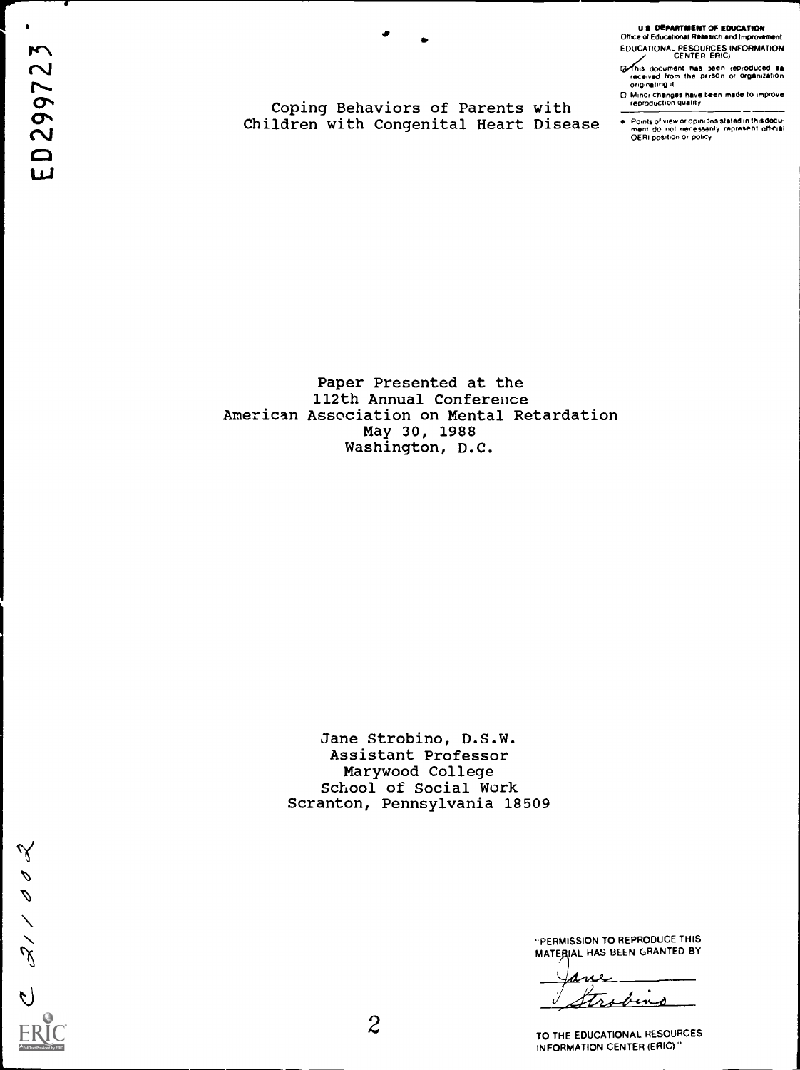# Coping Behaviors of Parents with Children with Congenital Heart Disease

Paper Presented at the
112th Annual Conference
American Association on Mental Retardation
May 30, 1988
Washington, D.C.

Jane Strobino, D.S.W.
Assistant Professor
Marywood College
School of Social Work
Scranton, Pennsylvania 18509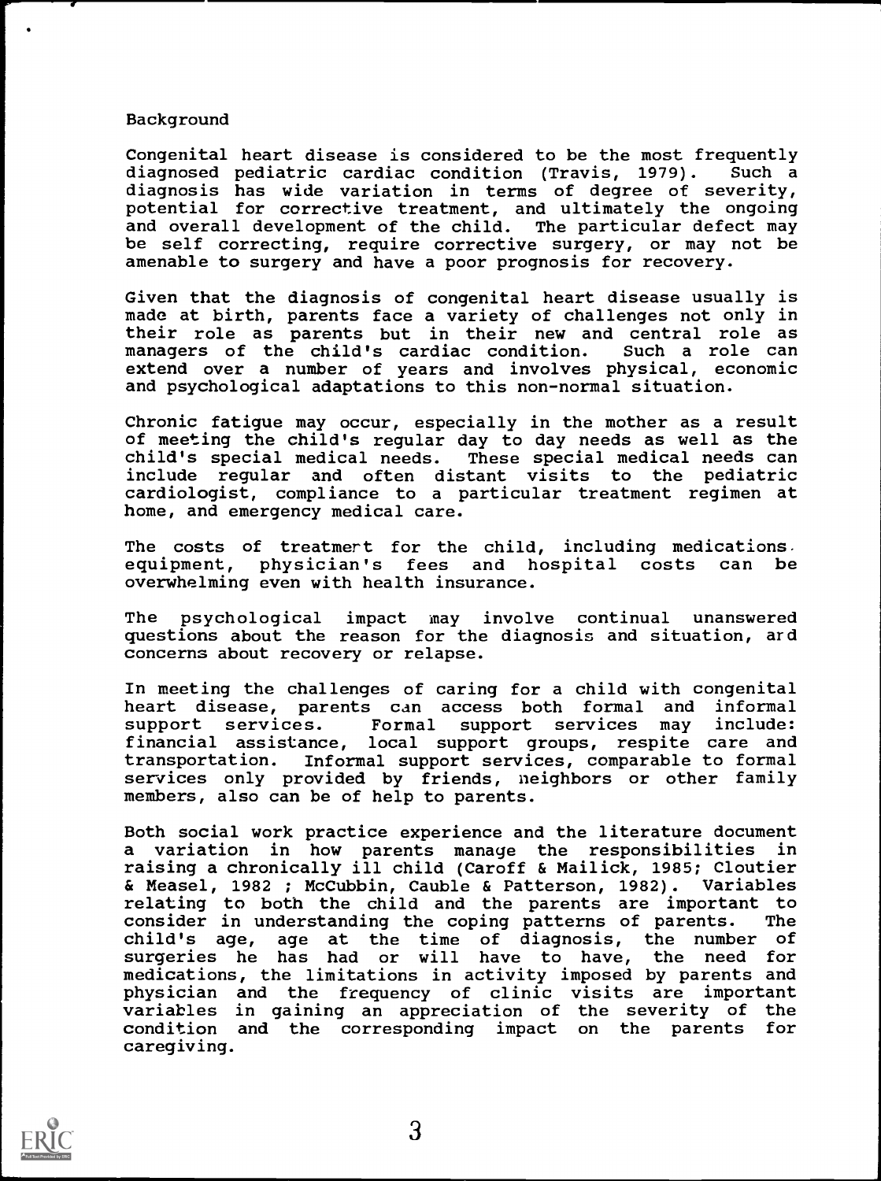## Background

Congenital heart disease is considered to be the most frequently diagnosed pediatric cardiac condition (Travis, 1979). Such a diagnosis has wide variation in terms of degree of severity, potential for corrective treatment, and ultimately the ongoing and overall development of the child. The particular defect may be self correcting, require corrective surgery, or may not be amenable to surgery and have a poor prognosis for recovery.

Given that the diagnosis of congenital heart disease usually is made at birth, parents face a variety of challenges not only in their role as parents but in their new and central role as managers of the child's cardiac condition. Such a role can extend over a number of years and involves physical, economic and psychological adaptations to this non-normal situation.

Chronic fatigue may occur, especially in the mother as a result of meeting the child's regular day to day needs as well as the child's special medical needs. These special medical needs can include regular and often distant visits to the pediatric cardiologist, compliance to a particular treatment regimen at home, and emergency medical care.

The costs of treatment for the child, including medications. equipment, physician's fees and hospital costs can be overwhelming even with health insurance.

The psychological impact may involve continual unanswered questions about the reason for the diagnosis and situation, and concerns about recovery or relapse.

In meeting the challenges of caring for a child with congenital heart disease, parents can access both formal and informal support services. Formal support services may include: financial assistance, local support groups, respite care and transportation. Informal support services, comparable to formal services only provided by friends, neighbors or other family members, also can be of help to parents.

Both social work practice experience and the literature document a variation in how parents manage the responsibilities in raising a chronically ill child (Caroff & Mailick, 1985; Cloutier & Measel, 1982 ; McCubbin, Cauble & Patterson, 1982). Variables relating to both the child and the parents are important to consider in understanding the coping patterns of parents. The child's age, age at the time of diagnosis, the number of surgeries he has had or will have to have, the need for medications, the limitations in activity imposed by parents and physician and the frequency of clinic visits are important variables in gaining an appreciation of the severity of the condition and the corresponding impact on the parents for caregiving.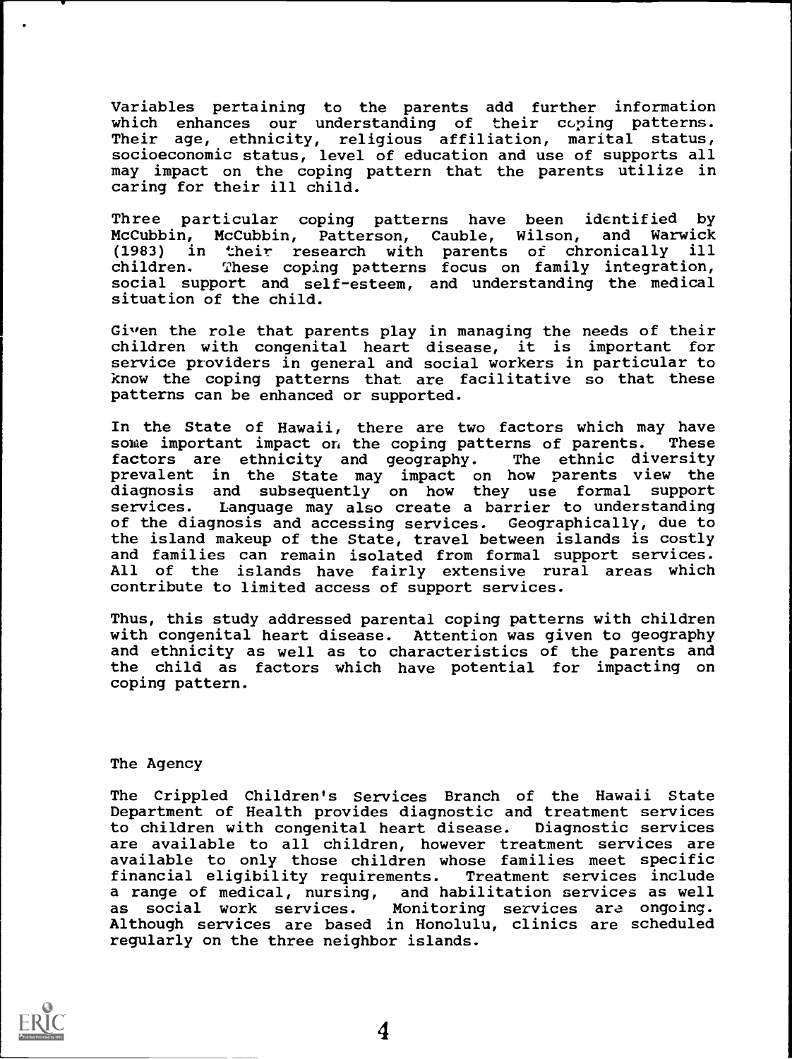Variables pertaining to the parents add further information which enhances our understanding of their coping patterns. Their age, ethnicity, religious affiliation, marital status, socioeconomic status, level of education and use of supports all may impact on the coping pattern that the parents utilize in caring for their ill child.

Three particular coping patterns have been identified by McCubbin, McCubbin, Patterson, Cauble, Wilson, and Warwick (1983) in their research with parents of chronically ill children. These coping patterns focus on family integration, social support and self-esteem, and understanding the medical situation of the child.

Given the role that parents play in managing the needs of their children with congenital heart disease, it is important for service providers in general and social workers in particular to know the coping patterns that are facilitative so that these patterns can be enhanced or supported.

In the State of Hawaii, there are two factors which may have some important impact on the coping patterns of parents. These factors are ethnicity and geography. The ethnic diversity prevalent in the State may impact on how parents view the diagnosis and subsequently on how they use formal support services. Language may also create a barrier to understanding of the diagnosis and accessing services. Geographically, due to the island makeup of the State, travel between islands is costly and families can remain isolated from formal support services. All of the islands have fairly extensive rural areas which contribute to limited access of support services.

Thus, this study addressed parental coping patterns with children with congenital heart disease. Attention was given to geography and ethnicity as well as to characteristics of the parents and the child as factors which have potential for impacting on coping pattern.

## The Agency

The Crippled Children's Services Branch of the Hawaii State Department of Health provides diagnostic and treatment services to children with congenital heart disease. Diagnostic services are available to all children, however treatment services are available to only those children whose families meet specific financial eligibility requirements. Treatment services include a range of medical, nursing, and habilitation services as well as social work services. Monitoring services are ongoing. Although services are based in Honolulu, clinics are scheduled regularly on the three neighbor islands.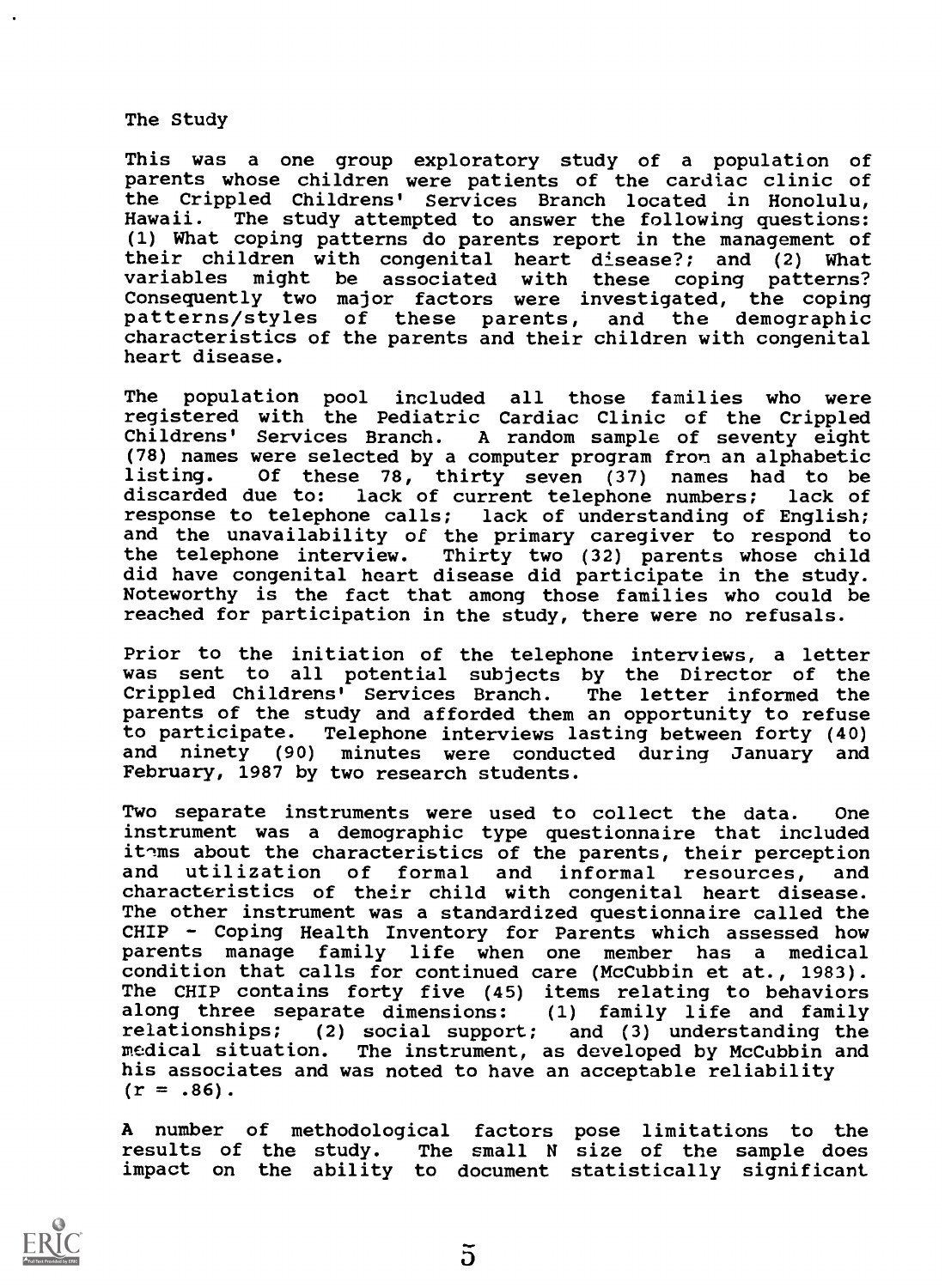## The Study

This was a one group exploratory study of a population of parents whose children were patients of the cardiac clinic of the Crippled Childrens' Services Branch located in Honolulu, Hawaii. The study attempted to answer the following questions: (1) What coping patterns do parents report in the management of their children with congenital heart disease?; and (2) What variables might be associated with these coping patterns? Consequently two major factors were investigated, the coping patterns/styles of these parents, and the demographic characteristics of the parents and their children with congenital heart disease.

The population pool included all those families who were registered with the Pediatric Cardiac Clinic of the Crippled Childrens' Services Branch. A random sample of seventy eight (78) names were selected by a computer program from an alphabetic listing. Of these 78, thirty seven (37) names had to be discarded due to: lack of current telephone numbers; lack of response to telephone calls; lack of understanding of English; and the unavailability of the primary caregiver to respond to the telephone interview. Thirty two (32) parents whose child did have congenital heart disease did participate in the study. Noteworthy is the fact that among those families who could be reached for participation in the study, there were no refusals.

Prior to the initiation of the telephone interviews, a letter was sent to all potential subjects by the Director of the Crippled Childrens' Services Branch. The letter informed the parents of the study and afforded them an opportunity to refuse to participate. Telephone interviews lasting between forty (40) and ninety (90) minutes were conducted during January and February, 1987 by two research students.

Two separate instruments were used to collect the data. One instrument was a demographic type questionnaire that included items about the characteristics of the parents, their perception and utilization of formal and informal resources, and characteristics of their child with congenital heart disease. The other instrument was a standardized questionnaire called the CHIP - Coping Health Inventory for Parents which assessed how parents manage family life when one member has a medical condition that calls for continued care (McCubbin et at., 1983). The CHIP contains forty five (45) items relating to behaviors along three separate dimensions: (1) family life and family relationships; (2) social support; and (3) understanding the medical situation. The instrument, as developed by McCubbin and his associates and was noted to have an acceptable reliability ($r = .86$).

A number of methodological factors pose limitations to the results of the study. The small N size of the sample does impact on the ability to document statistically significant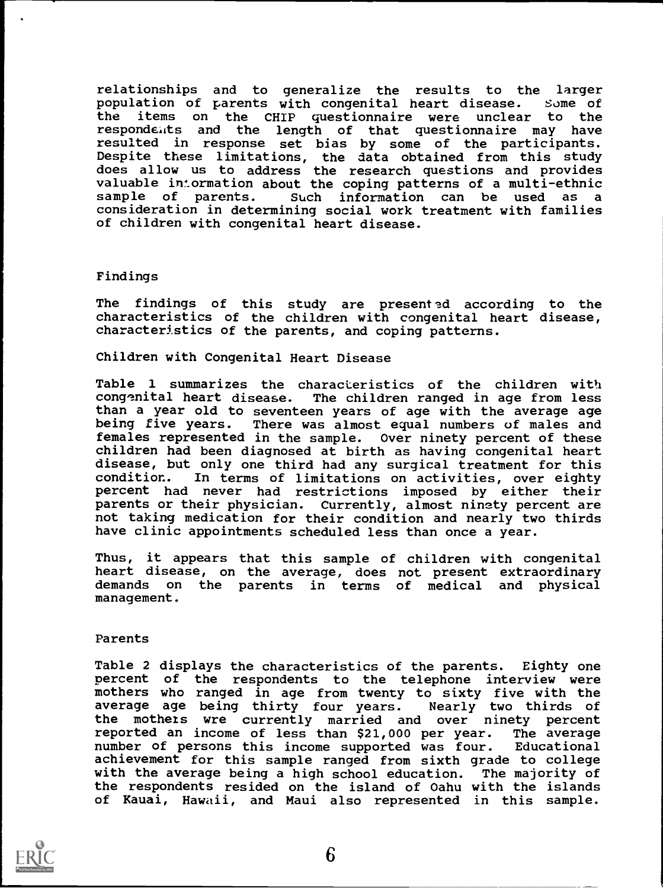relationships and to generalize the results to the larger population of parents with congenital heart disease. Some of the items on the CHIP questionnaire were unclear to the respondents and the length of that questionnaire may have resulted in response set bias by some of the participants. Despite these limitations, the data obtained from this study does allow us to address the research questions and provides valuable information about the coping patterns of a multi-ethnic sample of parents. Such information can be used as a consideration in determining social work treatment with families of children with congenital heart disease.

## Findings

The findings of this study are presented according to the characteristics of the children with congenital heart disease, characteristics of the parents, and coping patterns.

### Children with Congenital Heart Disease

Table 1 summarizes the characteristics of the children with congenital heart disease. The children ranged in age from less than a year old to seventeen years of age with the average age being five years. There was almost equal numbers of males and females represented in the sample. Over ninety percent of these children had been diagnosed at birth as having congenital heart disease, but only one third had any surgical treatment for this condition. In terms of limitations on activities, over eighty percent had never had restrictions imposed by either their parents or their physician. Currently, almost ninety percent are not taking medication for their condition and nearly two thirds have clinic appointments scheduled less than once a year.

Thus, it appears that this sample of children with congenital heart disease, on the average, does not present extraordinary demands on the parents in terms of medical and physical management.

### Parents

Table 2 displays the characteristics of the parents. Eighty one percent of the respondents to the telephone interview were mothers who ranged in age from twenty to sixty five with the average age being thirty four years. Nearly two thirds of the mothers wre currently married and over ninety percent reported an income of less than $21,000 per year. The average number of persons this income supported was four. Educational achievement for this sample ranged from sixth grade to college with the average being a high school education. The majority of the respondents resided on the island of Oahu with the islands of Kauai, Hawaii, and Maui also represented in this sample.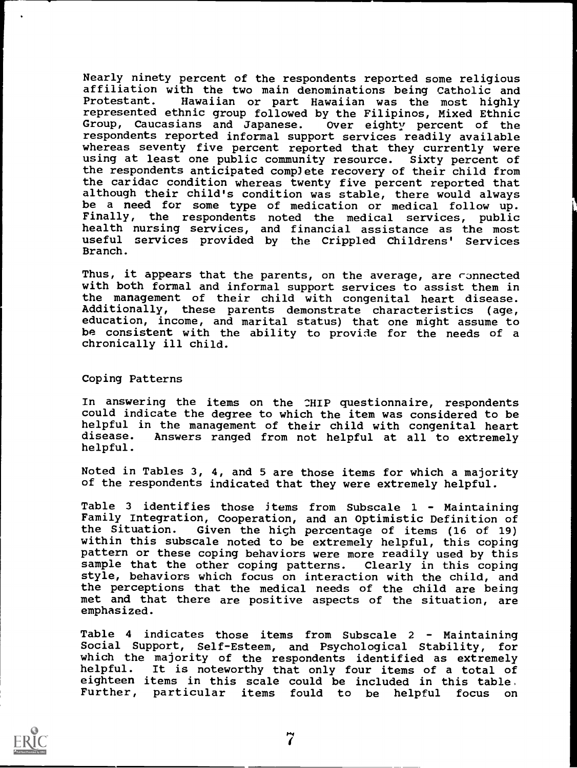Nearly ninety percent of the respondents reported some religious affiliation with the two main denominations being Catholic and Protestant. Hawaiian or part Hawaiian was the most highly represented ethnic group followed by the Filipinos, Mixed Ethnic Group, Caucasians and Japanese. Over eighty percent of the respondents reported informal support services readily available whereas seventy five percent reported that they currently were using at least one public community resource. Sixty percent of the respondents anticipated complete recovery of their child from the caridac condition whereas twenty five percent reported that although their child's condition was stable, there would always be a need for some type of medication or medical follow up. Finally, the respondents noted the medical services, public health nursing services, and financial assistance as the most useful services provided by the Crippled Childrens' Services Branch.

Thus, it appears that the parents, on the average, are connected with both formal and informal support services to assist them in the management of their child with congenital heart disease. Additionally, these parents demonstrate characteristics (age, education, income, and marital status) that one might assume to be consistent with the ability to provide for the needs of a chronically ill child.

## Coping Patterns

In answering the items on the CHIP questionnaire, respondents could indicate the degree to which the item was considered to be helpful in the management of their child with congenital heart disease. Answers ranged from not helpful at all to extremely helpful.

Noted in Tables 3, 4, and 5 are those items for which a majority of the respondents indicated that they were extremely helpful.

Table 3 identifies those items from Subscale 1 - Maintaining Family Integration, Cooperation, and an Optimistic Definition of the Situation. Given the high percentage of items (16 of 19) within this subscale noted to be extremely helpful, this coping pattern or these coping behaviors were more readily used by this sample that the other coping patterns. Clearly in this coping style, behaviors which focus on interaction with the child, and the perceptions that the medical needs of the child are being met and that there are positive aspects of the situation, are emphasized.

Table 4 indicates those items from Subscale 2 - Maintaining Social Support, Self-Esteem, and Psychological Stability, for which the majority of the respondents identified as extremely helpful. It is noteworthy that only four items of a total of eighteen items in this scale could be included in this table. Further, particular items fould to be helpful focus on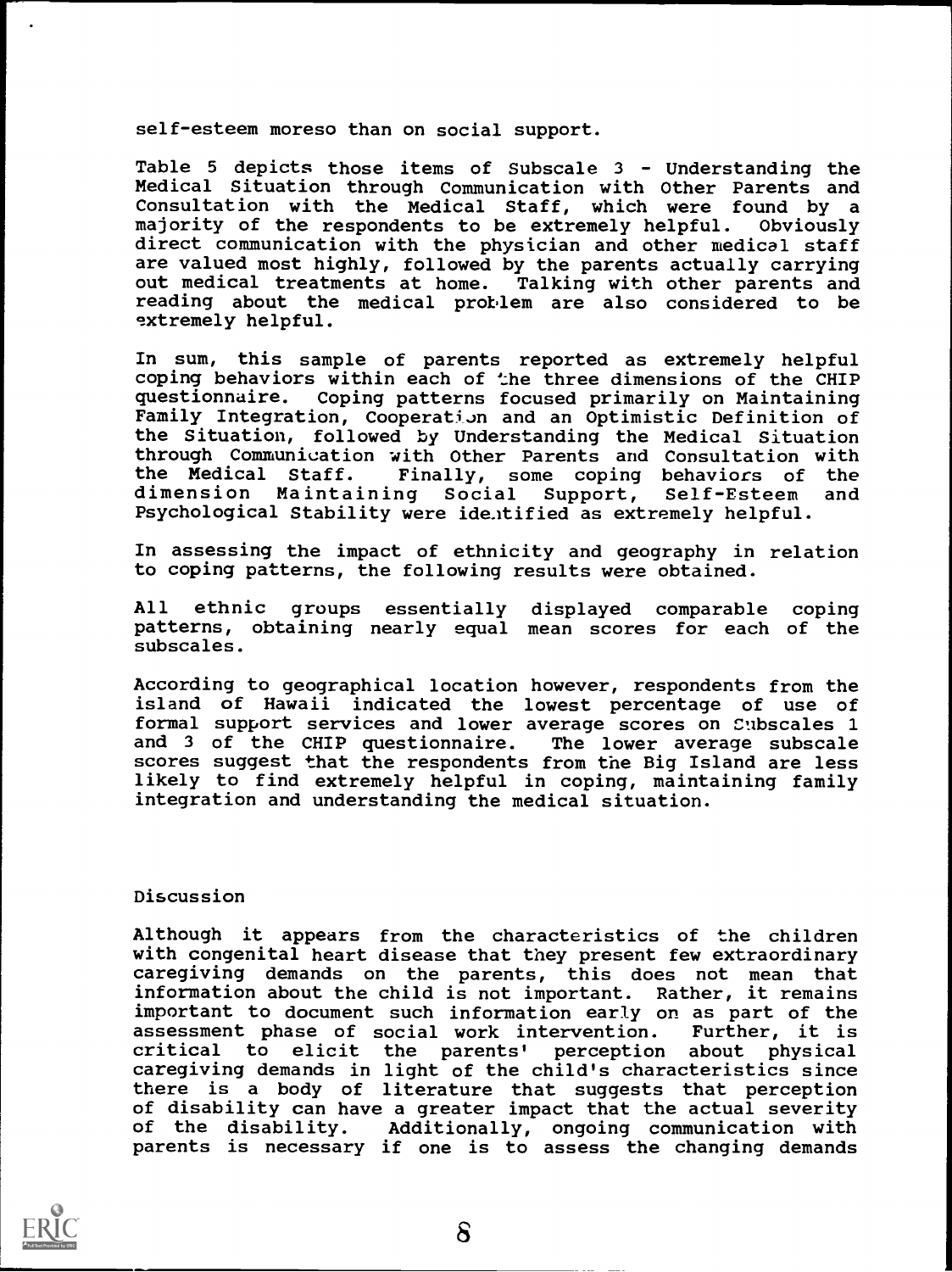self-esteem moreso than on social support.

Table 5 depicts those items of Subscale 3 - Understanding the Medical Situation through Communication with Other Parents and Consultation with the Medical Staff, which were found by a majority of the respondents to be extremely helpful. Obviously direct communication with the physician and other medical staff are valued most highly, followed by the parents actually carrying out medical treatments at home. Talking with other parents and reading about the medical problem are also considered to be extremely helpful.

In sum, this sample of parents reported as extremely helpful coping behaviors within each of the three dimensions of the CHIP questionnaire. Coping patterns focused primarily on Maintaining Family Integration, Cooperation and an Optimistic Definition of the Situation, followed by Understanding the Medical Situation through Communication with Other Parents and Consultation with the Medical Staff. Finally, some coping behaviors of the dimension Maintaining Social Support, Self-Esteem and Psychological Stability were identified as extremely helpful.

In assessing the impact of ethnicity and geography in relation to coping patterns, the following results were obtained.

All ethnic groups essentially displayed comparable coping patterns, obtaining nearly equal mean scores for each of the subscales.

According to geographical location however, respondents from the island of Hawaii indicated the lowest percentage of use of formal support services and lower average scores on Subscales 1 and 3 of the CHIP questionnaire. The lower average subscale scores suggest that the respondents from the Big Island are less likely to find extremely helpful in coping, maintaining family integration and understanding the medical situation.

## Discussion

Although it appears from the characteristics of the children with congenital heart disease that they present few extraordinary caregiving demands on the parents, this does not mean that information about the child is not important. Rather, it remains important to document such information early on as part of the assessment phase of social work intervention. Further, it is critical to elicit the parents' perception about physical caregiving demands in light of the child's characteristics since there is a body of literature that suggests that perception of disability can have a greater impact that the actual severity of the disability. Additionally, ongoing communication with parents is necessary if one is to assess the changing demands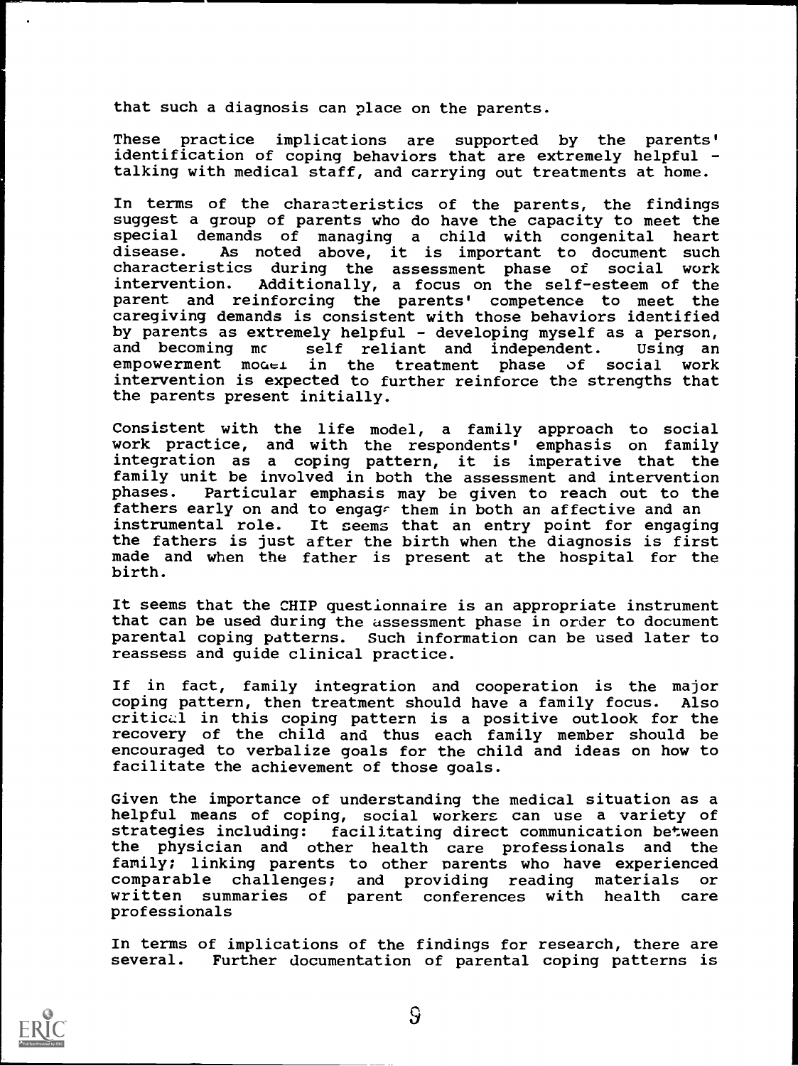that such a diagnosis can place on the parents.

These practice implications are supported by the parents' identification of coping behaviors that are extremely helpful - talking with medical staff, and carrying out treatments at home.

In terms of the characteristics of the parents, the findings suggest a group of parents who do have the capacity to meet the special demands of managing a child with congenital heart disease. As noted above, it is important to document such characteristics during the assessment phase of social work intervention. Additionally, a focus on the self-esteem of the parent and reinforcing the parents' competence to meet the caregiving demands is consistent with those behaviors identified by parents as extremely helpful - developing myself as a person, and becoming mc self reliant and independent. Using an empowerment model in the treatment phase of social work intervention is expected to further reinforce the strengths that the parents present initially.

Consistent with the life model, a family approach to social work practice, and with the respondents' emphasis on family integration as a coping pattern, it is imperative that the family unit be involved in both the assessment and intervention phases. Particular emphasis may be given to reach out to the fathers early on and to engage them in both an affective and an instrumental role. It seems that an entry point for engaging the fathers is just after the birth when the diagnosis is first made and when the father is present at the hospital for the birth.

It seems that the CHIP questionnaire is an appropriate instrument that can be used during the assessment phase in order to document parental coping patterns. Such information can be used later to reassess and guide clinical practice.

If in fact, family integration and cooperation is the major coping pattern, then treatment should have a family focus. Also critical in this coping pattern is a positive outlook for the recovery of the child and thus each family member should be encouraged to verbalize goals for the child and ideas on how to facilitate the achievement of those goals.

Given the importance of understanding the medical situation as a helpful means of coping, social workers can use a variety of strategies including: facilitating direct communication between the physician and other health care professionals and the family; linking parents to other parents who have experienced comparable challenges; and providing reading materials or written summaries of parent conferences with health care professionals

In terms of implications of the findings for research, there are several. Further documentation of parental coping patterns is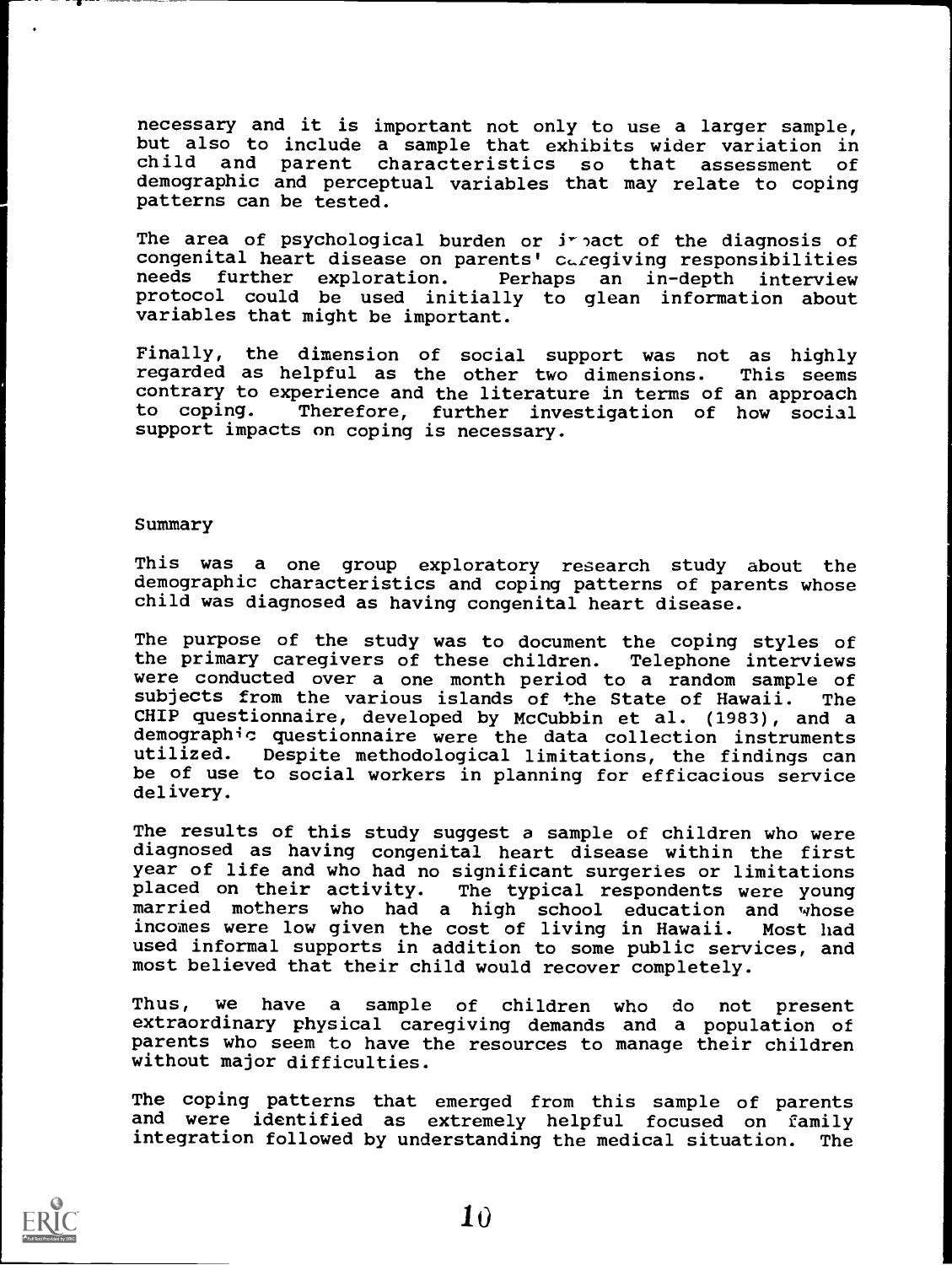necessary and it is important not only to use a larger sample, but also to include a sample that exhibits wider variation in child and parent characteristics so that assessment of demographic and perceptual variables that may relate to coping patterns can be tested.

The area of psychological burden or impact of the diagnosis of congenital heart disease on parents' caregiving responsibilities needs further exploration. Perhaps an in-depth interview protocol could be used initially to glean information about variables that might be important.

Finally, the dimension of social support was not as highly regarded as helpful as the other two dimensions. This seems contrary to experience and the literature in terms of an approach to coping. Therefore, further investigation of how social support impacts on coping is necessary.

## Summary

This was a one group exploratory research study about the demographic characteristics and coping patterns of parents whose child was diagnosed as having congenital heart disease.

The purpose of the study was to document the coping styles of the primary caregivers of these children. Telephone interviews were conducted over a one month period to a random sample of subjects from the various islands of the State of Hawaii. The CHIP questionnaire, developed by McCubbin et al. (1983), and a demographic questionnaire were the data collection instruments utilized. Despite methodological limitations, the findings can be of use to social workers in planning for efficacious service delivery.

The results of this study suggest a sample of children who were diagnosed as having congenital heart disease within the first year of life and who had no significant surgeries or limitations placed on their activity. The typical respondents were young married mothers who had a high school education and whose incomes were low given the cost of living in Hawaii. Most had used informal supports in addition to some public services, and most believed that their child would recover completely.

Thus, we have a sample of children who do not present extraordinary physical caregiving demands and a population of parents who seem to have the resources to manage their children without major difficulties.

The coping patterns that emerged from this sample of parents and were identified as extremely helpful focused on family integration followed by understanding the medical situation. The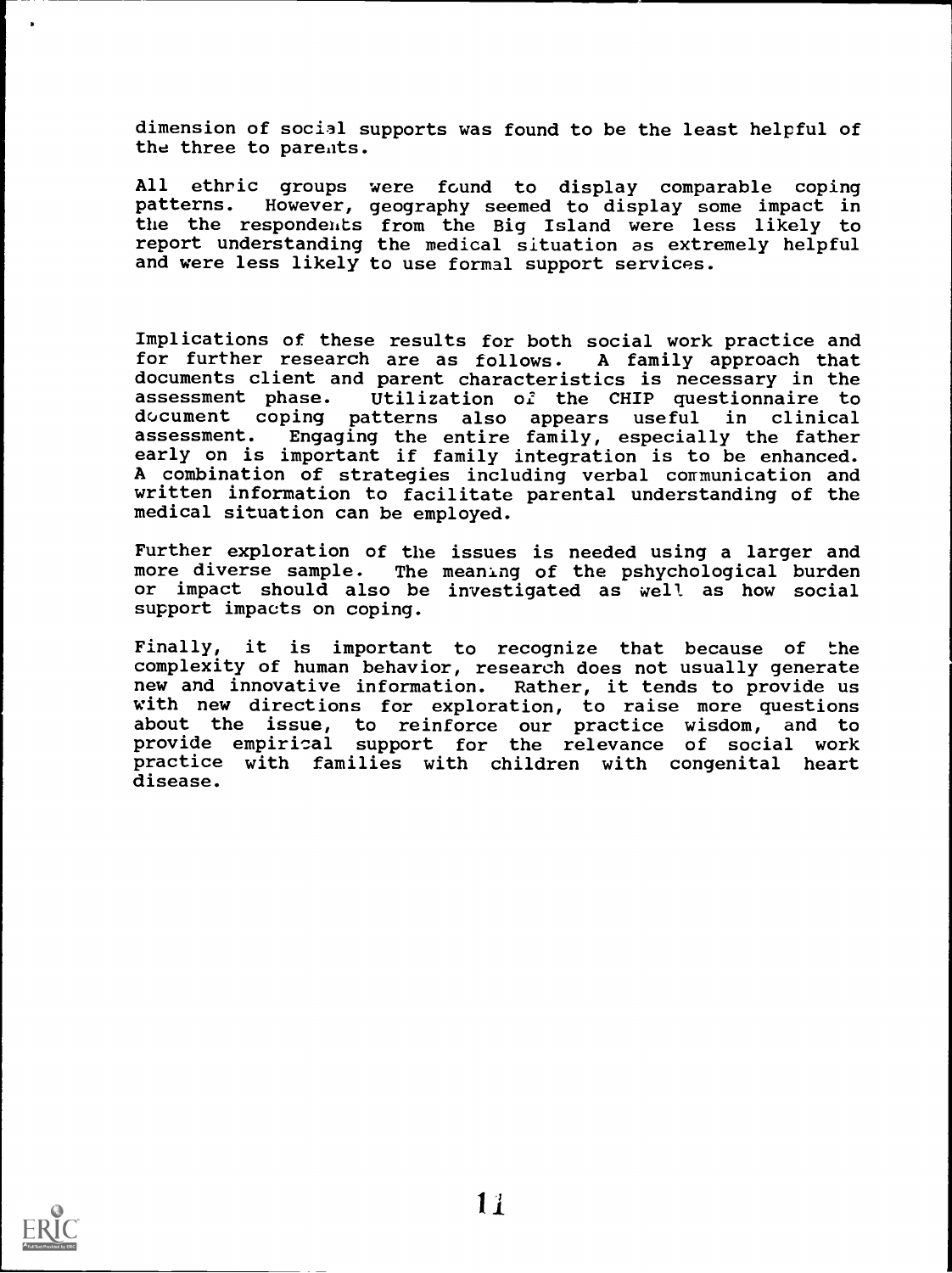dimension of social supports was found to be the least helpful of the three to parents.

All ethric groups were found to display comparable coping patterns. However, geography seemed to display some impact in the the respondents from the Big Island were less likely to report understanding the medical situation as extremely helpful and were less likely to use formal support services.

Implications of these results for both social work practice and for further research are as follows. A family approach that documents client and parent characteristics is necessary in the assessment phase. Utilization of the CHIP questionnaire to document coping patterns also appears useful in clinical assessment. Engaging the entire family, especially the father early on is important if family integration is to be enhanced. A combination of strategies including verbal communication and written information to facilitate parental understanding of the medical situation can be employed.

Further exploration of the issues is needed using a larger and more diverse sample. The meaning of the pshychological burden or impact should also be investigated as well as how social support impacts on coping.

Finally, it is important to recognize that because of the complexity of human behavior, research does not usually generate new and innovative information. Rather, it tends to provide us with new directions for exploration, to raise more questions about the issue, to reinforce our practice wisdom, and to provide empirical support for the relevance of social work practice with families with children with congenital heart disease.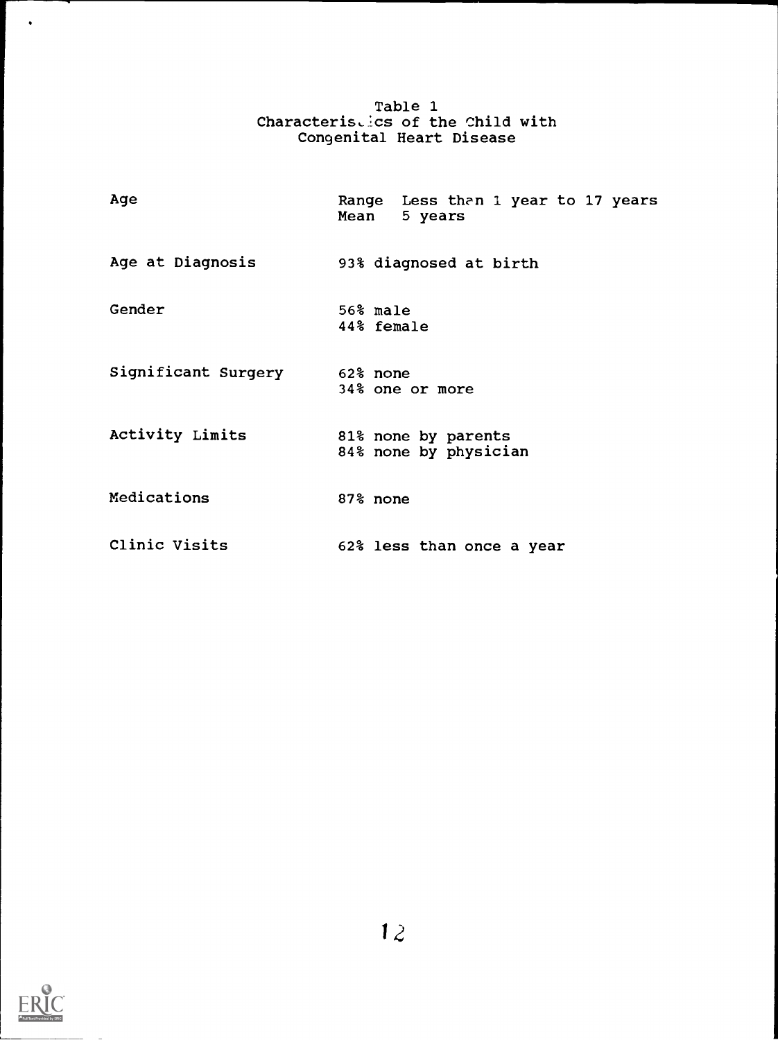Table 1
Characteristics of the Child with Congenital Heart Disease

| | |
|---|---|
| Age | Range Less than 1 year to 17 years<br>Mean 5 years |
| Age at Diagnosis | 93% diagnosed at birth |
| Gender | 56% male<br>44% female |
| Significant Surgery | 62% none<br>34% one or more |
| Activity Limits | 81% none by parents<br>84% none by physician |
| Medications | 87% none |
| Clinic Visits | 62% less than once a year |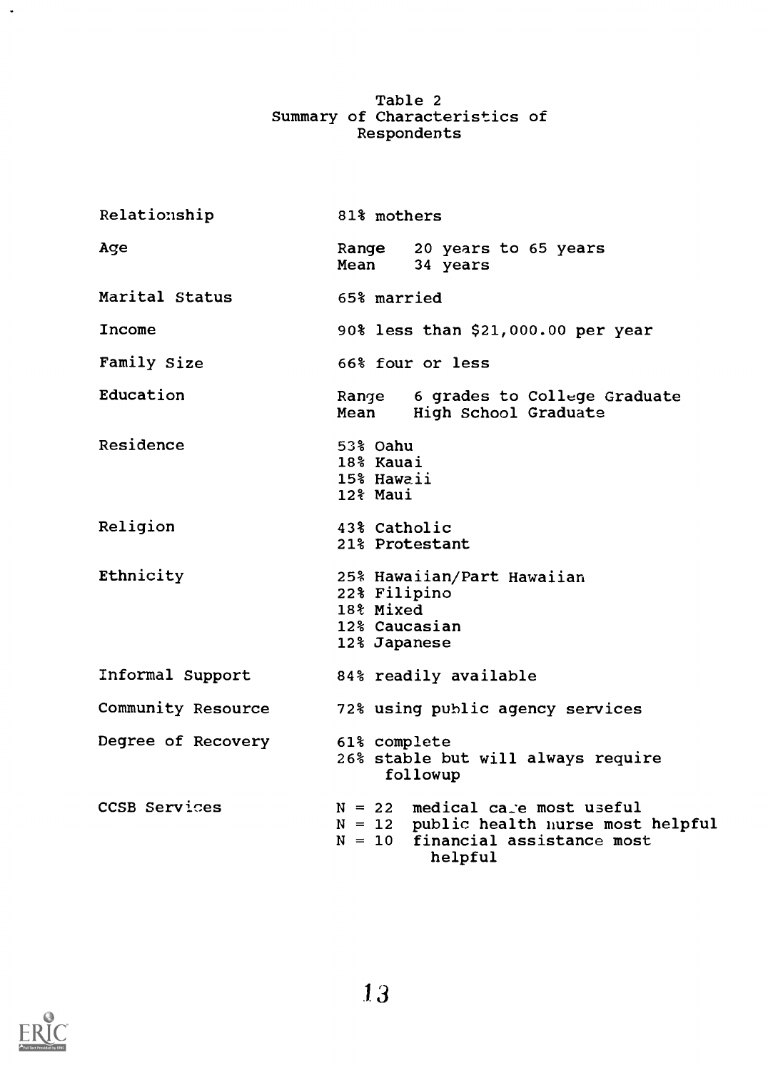Table 2
Summary of Characteristics of Respondents

| | |
|---|---|
| Relationship | 81% mothers |
| Age | Range 20 years to 65 years<br>Mean 34 years |
| Marital Status | 65% married |
| Income | 90% less than $21,000.00 per year |
| Family Size | 66% four or less |
| Education | Range 6 grades to College Graduate<br>Mean High School Graduate |
| Residence | 53% Oahu<br>18% Kauai<br>15% Hawaii<br>12% Maui |
| Religion | 43% Catholic<br>21% Protestant |
| Ethnicity | 25% Hawaiian/Part Hawaiian<br>22% Filipino<br>18% Mixed<br>12% Caucasian<br>12% Japanese |
| Informal Support | 84% readily available |
| Community Resource | 72% using public agency services |
| Degree of Recovery | 61% complete<br>26% stable but will always require followup |
| CCSB Services | N = 22 medical care most useful<br>N = 12 public health nurse most helpful<br>N = 10 financial assistance most helpful |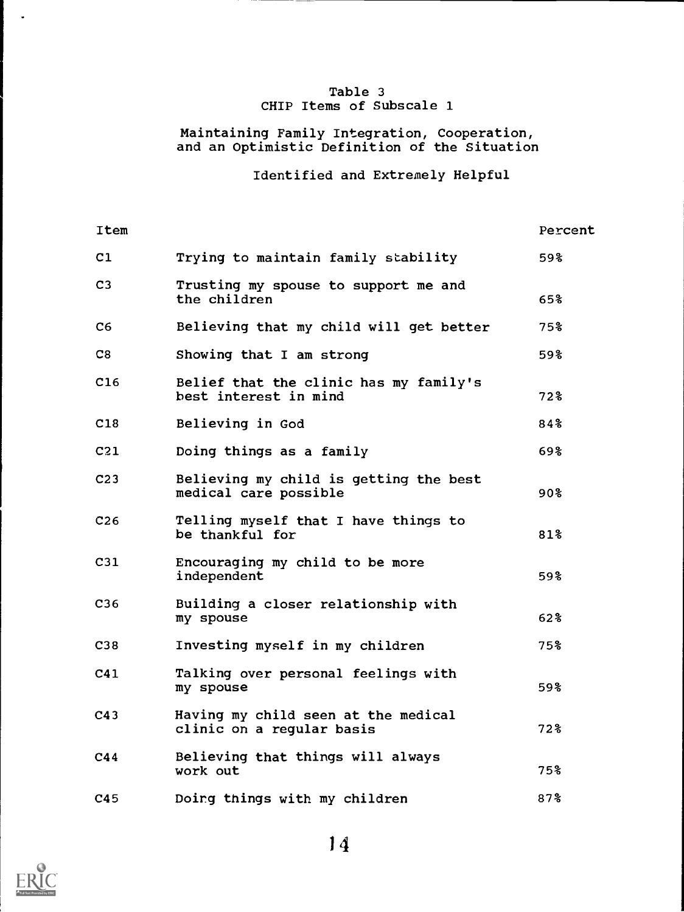Table 3
CHIP Items of Subscale 1

Maintaining Family Integration, Cooperation, and an Optimistic Definition of the Situation

Identified and Extremely Helpful

| Item | | Percent |
|---|---|---|
| C1 | Trying to maintain family stability | 59% |
| C3 | Trusting my spouse to support me and the children | 65% |
| C6 | Believing that my child will get better | 75% |
| C8 | Showing that I am strong | 59% |
| C16 | Belief that the clinic has my family's best interest in mind | 72% |
| C18 | Believing in God | 84% |
| C21 | Doing things as a family | 69% |
| C23 | Believing my child is getting the best medical care possible | 90% |
| C26 | Telling myself that I have things to be thankful for | 81% |
| C31 | Encouraging my child to be more independent | 59% |
| C36 | Building a closer relationship with my spouse | 62% |
| C38 | Investing myself in my children | 75% |
| C41 | Talking over personal feelings with my spouse | 59% |
| C43 | Having my child seen at the medical clinic on a regular basis | 72% |
| C44 | Believing that things will always work out | 75% |
| C45 | Doing things with my children | 87% |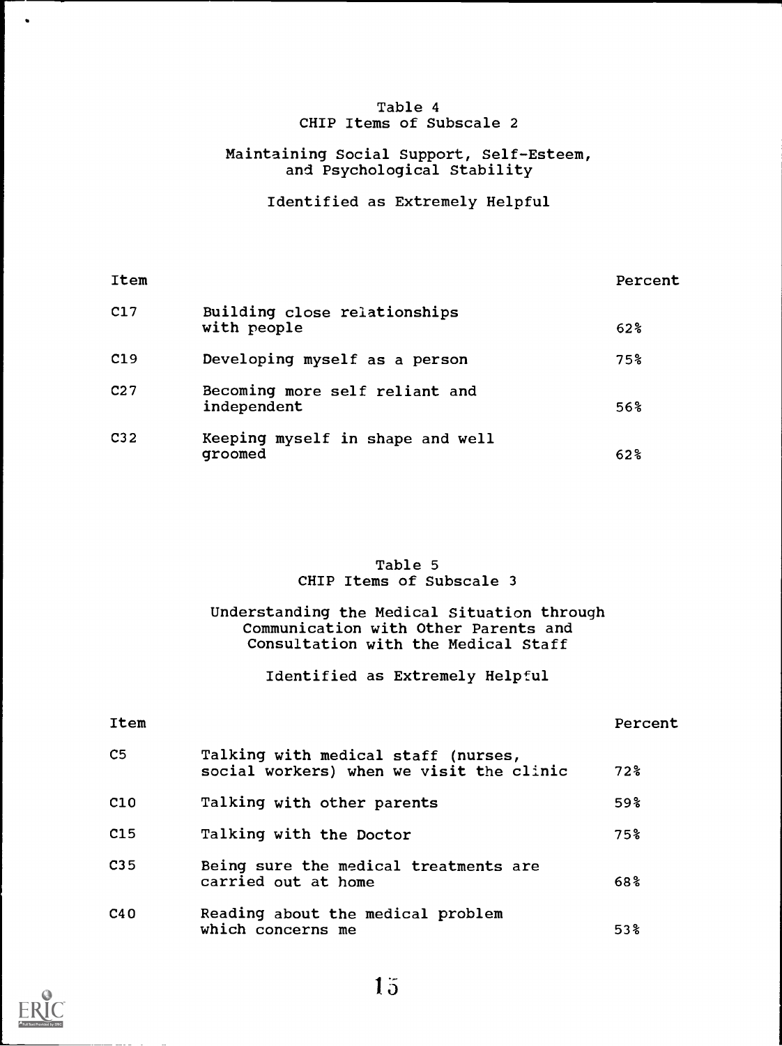Table 4
CHIP Items of Subscale 2

Maintaining Social Support, Self-Esteem, and Psychological Stability

Identified as Extremely Helpful

| Item | | Percent |
|---|---|---|
| C17 | Building close relationships with people | 62% |
| C19 | Developing myself as a person | 75% |
| C27 | Becoming more self reliant and independent | 56% |
| C32 | Keeping myself in shape and well groomed | 62% |

Table 5
CHIP Items of Subscale 3

Understanding the Medical Situation through Communication with Other Parents and Consultation with the Medical Staff

Identified as Extremely Helpful

| Item | | Percent |
|---|---|---|
| C5 | Talking with medical staff (nurses, social workers) when we visit the clinic | 72% |
| C10 | Talking with other parents | 59% |
| C15 | Talking with the Doctor | 75% |
| C35 | Being sure the medical treatments are carried out at home | 68% |
| C40 | Reading about the medical problem which concerns me | 53% |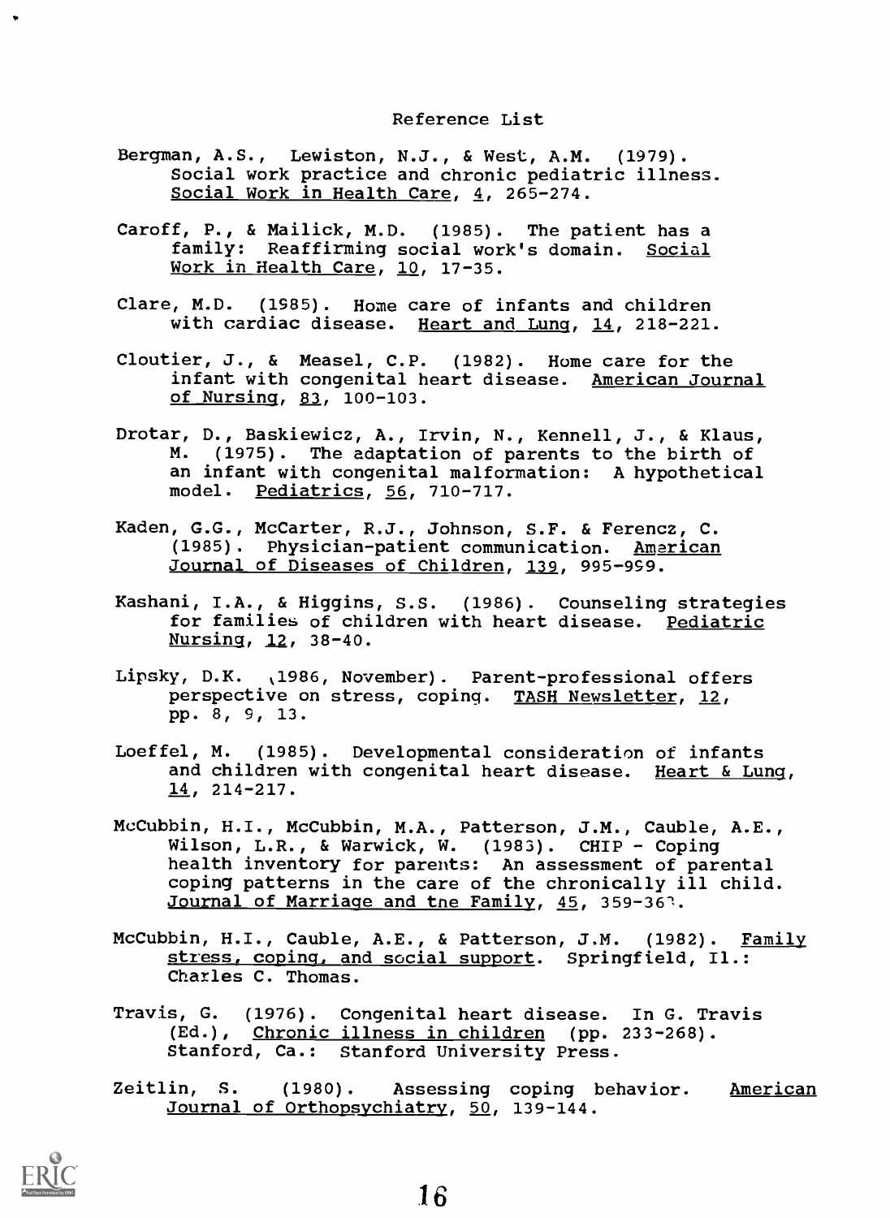# Reference List

Bergman, A.S., Lewiston, N.J., & West, A.M. (1979). Social work practice and chronic pediatric illness. Social Work in Health Care, 4, 265-274.

Caroff, P., & Mailick, M.D. (1985). The patient has a family: Reaffirming social work's domain. Social Work in Health Care, 10, 17-35.

Clare, M.D. (1985). Home care of infants and children with cardiac disease. Heart and Lung, 14, 218-221.

Cloutier, J., & Measel, C.P. (1982). Home care for the infant with congenital heart disease. American Journal of Nursing, 83, 100-103.

Drotar, D., Baskiewicz, A., Irvin, N., Kennell, J., & Klaus, M. (1975). The adaptation of parents to the birth of an infant with congenital malformation: A hypothetical model. Pediatrics, 56, 710-717.

Kaden, G.G., McCarter, R.J., Johnson, S.F. & Ferencz, C. (1985). Physician-patient communication. American Journal of Diseases of Children, 139, 995-999.

Kashani, I.A., & Higgins, S.S. (1986). Counseling strategies for families of children with heart disease. Pediatric Nursing, 12, 38-40.

Lipsky, D.K. (1986, November). Parent-professional offers perspective on stress, coping. TASH Newsletter, 12, pp. 8, 9, 13.

Loeffel, M. (1985). Developmental consideration of infants and children with congenital heart disease. Heart & Lung, 14, 214-217.

McCubbin, H.I., McCubbin, M.A., Patterson, J.M., Cauble, A.E., Wilson, L.R., & Warwick, W. (1983). CHIP - Coping health inventory for parents: An assessment of parental coping patterns in the care of the chronically ill child. Journal of Marriage and the Family, 45, 359-363.

McCubbin, H.I., Cauble, A.E., & Patterson, J.M. (1982). Family stress, coping, and social support. Springfield, Il.: Charles C. Thomas.

Travis, G. (1976). Congenital heart disease. In G. Travis (Ed.), Chronic illness in children (pp. 233-268). Stanford, Ca.: Stanford University Press.

Zeitlin, S. (1980). Assessing coping behavior. American Journal of Orthopsychiatry, 50, 139-144.